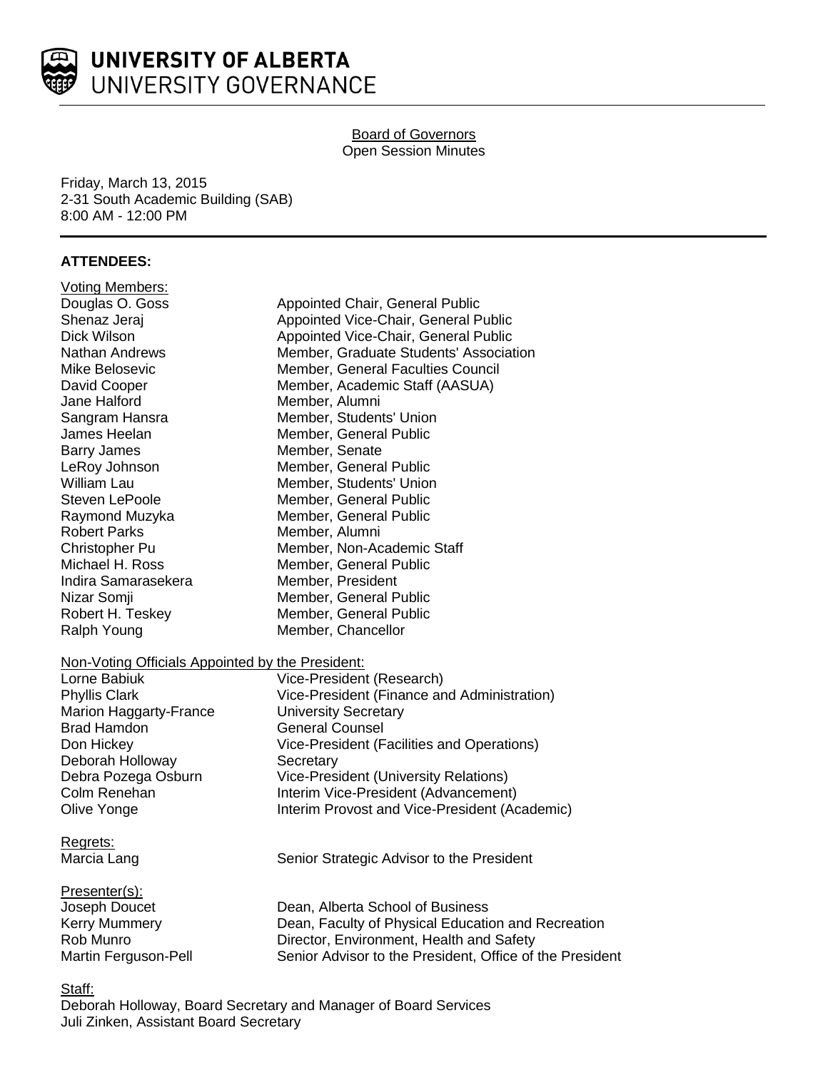# UNIVERSITY OF ALBERTA
## UNIVERSITY GOVERNANCE

Board of Governors
Open Session Minutes

Friday, March 13, 2015
2-31 South Academic Building (SAB)
8:00 AM - 12:00 PM

**ATTENDEES:**

Voting Members:

| | |
|---|---|
| Douglas O. Goss | Appointed Chair, General Public |
| Shenaz Jeraj | Appointed Vice-Chair, General Public |
| Dick Wilson | Appointed Vice-Chair, General Public |
| Nathan Andrews | Member, Graduate Students' Association |
| Mike Belosevic | Member, General Faculties Council |
| David Cooper | Member, Academic Staff (AASUA) |
| Jane Halford | Member, Alumni |
| Sangram Hansra | Member, Students' Union |
| James Heelan | Member, General Public |
| Barry James | Member, Senate |
| LeRoy Johnson | Member, General Public |
| William Lau | Member, Students' Union |
| Steven LePoole | Member, General Public |
| Raymond Muzyka | Member, General Public |
| Robert Parks | Member, Alumni |
| Christopher Pu | Member, Non-Academic Staff |
| Michael H. Ross | Member, General Public |
| Indira Samarasekera | Member, President |
| Nizar Somji | Member, General Public |
| Robert H. Teskey | Member, General Public |
| Ralph Young | Member, Chancellor |

Non-Voting Officials Appointed by the President:

| | |
|---|---|
| Lorne Babiuk | Vice-President (Research) |
| Phyllis Clark | Vice-President (Finance and Administration) |
| Marion Haggarty-France | University Secretary |
| Brad Hamdon | General Counsel |
| Don Hickey | Vice-President (Facilities and Operations) |
| Deborah Holloway | Secretary |
| Debra Pozega Osburn | Vice-President (University Relations) |
| Colm Renehan | Interim Vice-President (Advancement) |
| Olive Yonge | Interim Provost and Vice-President (Academic) |

Regrets:

| | |
|---|---|
| Marcia Lang | Senior Strategic Advisor to the President |

Presenter(s):

| | |
|---|---|
| Joseph Doucet | Dean, Alberta School of Business |
| Kerry Mummery | Dean, Faculty of Physical Education and Recreation |
| Rob Munro | Director, Environment, Health and Safety |
| Martin Ferguson-Pell | Senior Advisor to the President, Office of the President |

Staff:

Deborah Holloway, Board Secretary and Manager of Board Services
Juli Zinken, Assistant Board Secretary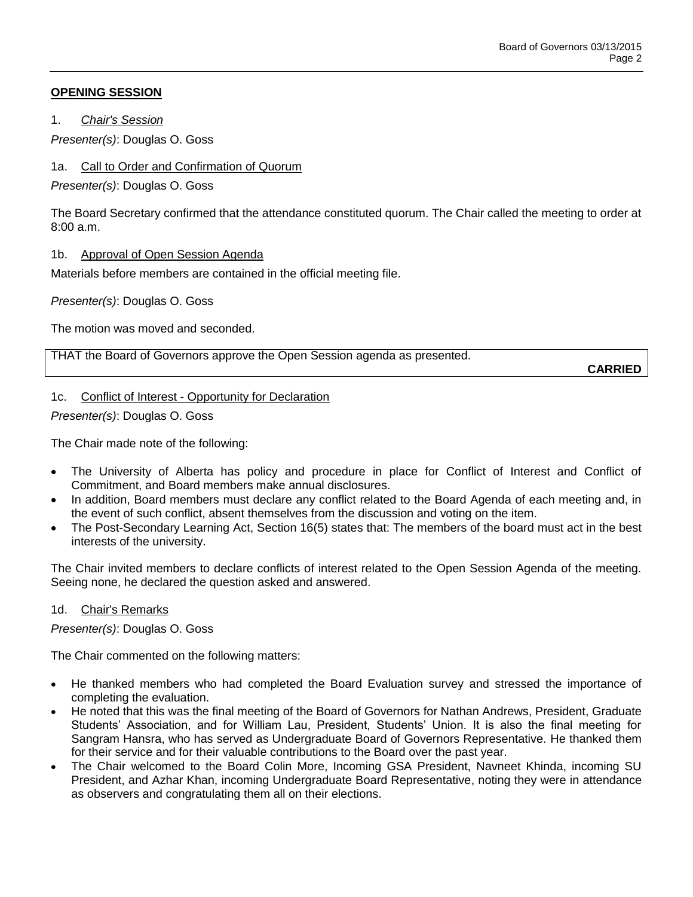## OPENING SESSION

1. *Chair's Session*

*Presenter(s)*: Douglas O. Goss

1a. Call to Order and Confirmation of Quorum

*Presenter(s)*: Douglas O. Goss

The Board Secretary confirmed that the attendance constituted quorum. The Chair called the meeting to order at 8:00 a.m.

1b. Approval of Open Session Agenda

Materials before members are contained in the official meeting file.

*Presenter(s)*: Douglas O. Goss

The motion was moved and seconded.

THAT the Board of Governors approve the Open Session agenda as presented.

**CARRIED**

1c. Conflict of Interest - Opportunity for Declaration

*Presenter(s)*: Douglas O. Goss

The Chair made note of the following:

- The University of Alberta has policy and procedure in place for Conflict of Interest and Conflict of Commitment, and Board members make annual disclosures.
- In addition, Board members must declare any conflict related to the Board Agenda of each meeting and, in the event of such conflict, absent themselves from the discussion and voting on the item.
- The Post-Secondary Learning Act, Section 16(5) states that: The members of the board must act in the best interests of the university.

The Chair invited members to declare conflicts of interest related to the Open Session Agenda of the meeting. Seeing none, he declared the question asked and answered.

1d. Chair's Remarks

*Presenter(s)*: Douglas O. Goss

The Chair commented on the following matters:

- He thanked members who had completed the Board Evaluation survey and stressed the importance of completing the evaluation.
- He noted that this was the final meeting of the Board of Governors for Nathan Andrews, President, Graduate Students' Association, and for William Lau, President, Students' Union. It is also the final meeting for Sangram Hansra, who has served as Undergraduate Board of Governors Representative. He thanked them for their service and for their valuable contributions to the Board over the past year.
- The Chair welcomed to the Board Colin More, Incoming GSA President, Navneet Khinda, incoming SU President, and Azhar Khan, incoming Undergraduate Board Representative, noting they were in attendance as observers and congratulating them all on their elections.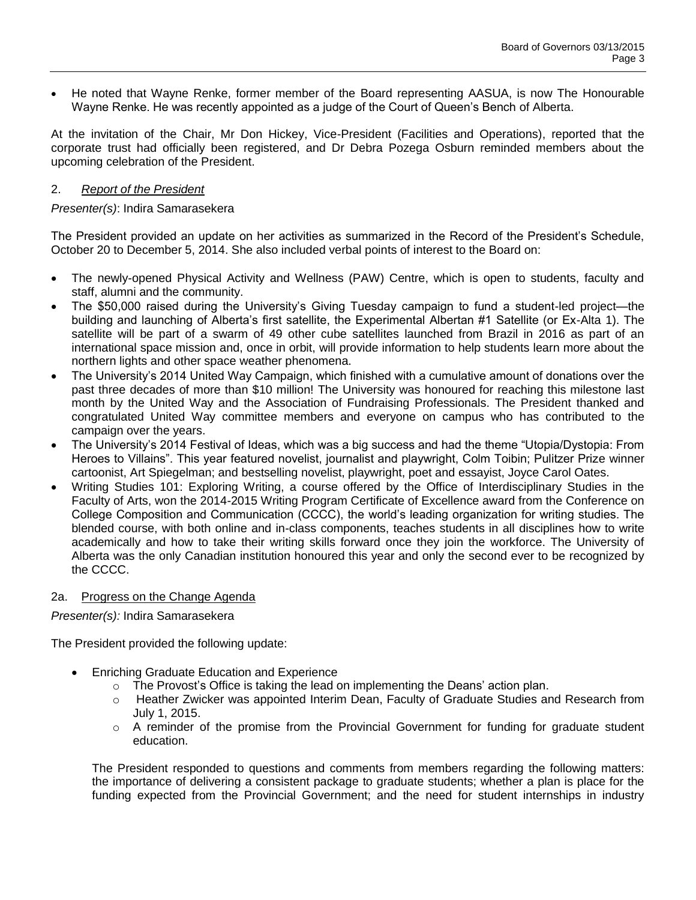- He noted that Wayne Renke, former member of the Board representing AASUA, is now The Honourable Wayne Renke. He was recently appointed as a judge of the Court of Queen's Bench of Alberta.

At the invitation of the Chair, Mr Don Hickey, Vice-President (Facilities and Operations), reported that the corporate trust had officially been registered, and Dr Debra Pozega Osburn reminded members about the upcoming celebration of the President.

## 2. *Report of the President*

*Presenter(s)*: Indira Samarasekera

The President provided an update on her activities as summarized in the Record of the President's Schedule, October 20 to December 5, 2014. She also included verbal points of interest to the Board on:

- The newly-opened Physical Activity and Wellness (PAW) Centre, which is open to students, faculty and staff, alumni and the community.
- The $50,000 raised during the University's Giving Tuesday campaign to fund a student-led project—the building and launching of Alberta's first satellite, the Experimental Albertan #1 Satellite (or Ex-Alta 1). The satellite will be part of a swarm of 49 other cube satellites launched from Brazil in 2016 as part of an international space mission and, once in orbit, will provide information to help students learn more about the northern lights and other space weather phenomena.
- The University's 2014 United Way Campaign, which finished with a cumulative amount of donations over the past three decades of more than $10 million! The University was honoured for reaching this milestone last month by the United Way and the Association of Fundraising Professionals. The President thanked and congratulated United Way committee members and everyone on campus who has contributed to the campaign over the years.
- The University's 2014 Festival of Ideas, which was a big success and had the theme "Utopia/Dystopia: From Heroes to Villains". This year featured novelist, journalist and playwright, Colm Toibin; Pulitzer Prize winner cartoonist, Art Spiegelman; and bestselling novelist, playwright, poet and essayist, Joyce Carol Oates.
- Writing Studies 101: Exploring Writing, a course offered by the Office of Interdisciplinary Studies in the Faculty of Arts, won the 2014-2015 Writing Program Certificate of Excellence award from the Conference on College Composition and Communication (CCCC), the world's leading organization for writing studies. The blended course, with both online and in-class components, teaches students in all disciplines how to write academically and how to take their writing skills forward once they join the workforce. The University of Alberta was the only Canadian institution honoured this year and only the second ever to be recognized by the CCCC.

## 2a. Progress on the Change Agenda

*Presenter(s):* Indira Samarasekera

The President provided the following update:

- Enriching Graduate Education and Experience
  - The Provost's Office is taking the lead on implementing the Deans' action plan.
  - Heather Zwicker was appointed Interim Dean, Faculty of Graduate Studies and Research from July 1, 2015.
  - A reminder of the promise from the Provincial Government for funding for graduate student education.

The President responded to questions and comments from members regarding the following matters: the importance of delivering a consistent package to graduate students; whether a plan is place for the funding expected from the Provincial Government; and the need for student internships in industry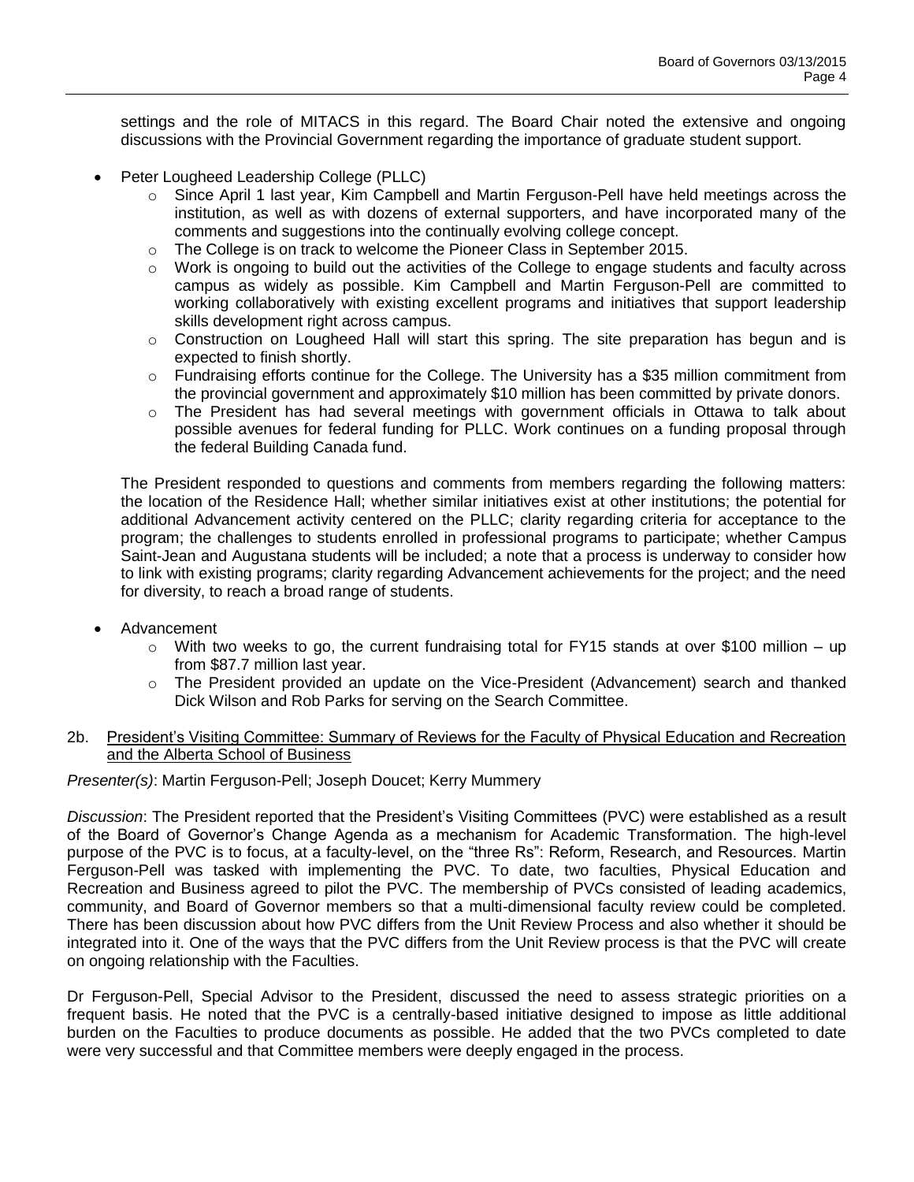settings and the role of MITACS in this regard. The Board Chair noted the extensive and ongoing discussions with the Provincial Government regarding the importance of graduate student support.

- Peter Lougheed Leadership College (PLLC)
  - Since April 1 last year, Kim Campbell and Martin Ferguson-Pell have held meetings across the institution, as well as with dozens of external supporters, and have incorporated many of the comments and suggestions into the continually evolving college concept.
  - The College is on track to welcome the Pioneer Class in September 2015.
  - Work is ongoing to build out the activities of the College to engage students and faculty across campus as widely as possible. Kim Campbell and Martin Ferguson-Pell are committed to working collaboratively with existing excellent programs and initiatives that support leadership skills development right across campus.
  - Construction on Lougheed Hall will start this spring. The site preparation has begun and is expected to finish shortly.
  - Fundraising efforts continue for the College. The University has a $35 million commitment from the provincial government and approximately $10 million has been committed by private donors.
  - The President has had several meetings with government officials in Ottawa to talk about possible avenues for federal funding for PLLC. Work continues on a funding proposal through the federal Building Canada fund.

  The President responded to questions and comments from members regarding the following matters: the location of the Residence Hall; whether similar initiatives exist at other institutions; the potential for additional Advancement activity centered on the PLLC; clarity regarding criteria for acceptance to the program; the challenges to students enrolled in professional programs to participate; whether Campus Saint-Jean and Augustana students will be included; a note that a process is underway to consider how to link with existing programs; clarity regarding Advancement achievements for the project; and the need for diversity, to reach a broad range of students.

- Advancement
  - With two weeks to go, the current fundraising total for FY15 stands at over $100 million – up from $87.7 million last year.
  - The President provided an update on the Vice-President (Advancement) search and thanked Dick Wilson and Rob Parks for serving on the Search Committee.

2b. <u>President's Visiting Committee: Summary of Reviews for the Faculty of Physical Education and Recreation and the Alberta School of Business</u>

*Presenter(s)*: Martin Ferguson-Pell; Joseph Doucet; Kerry Mummery

*Discussion*: The President reported that the President's Visiting Committees (PVC) were established as a result of the Board of Governor's Change Agenda as a mechanism for Academic Transformation. The high-level purpose of the PVC is to focus, at a faculty-level, on the "three Rs": Reform, Research, and Resources. Martin Ferguson-Pell was tasked with implementing the PVC. To date, two faculties, Physical Education and Recreation and Business agreed to pilot the PVC. The membership of PVCs consisted of leading academics, community, and Board of Governor members so that a multi-dimensional faculty review could be completed. There has been discussion about how PVC differs from the Unit Review Process and also whether it should be integrated into it. One of the ways that the PVC differs from the Unit Review process is that the PVC will create on ongoing relationship with the Faculties.

Dr Ferguson-Pell, Special Advisor to the President, discussed the need to assess strategic priorities on a frequent basis. He noted that the PVC is a centrally-based initiative designed to impose as little additional burden on the Faculties to produce documents as possible. He added that the two PVCs completed to date were very successful and that Committee members were deeply engaged in the process.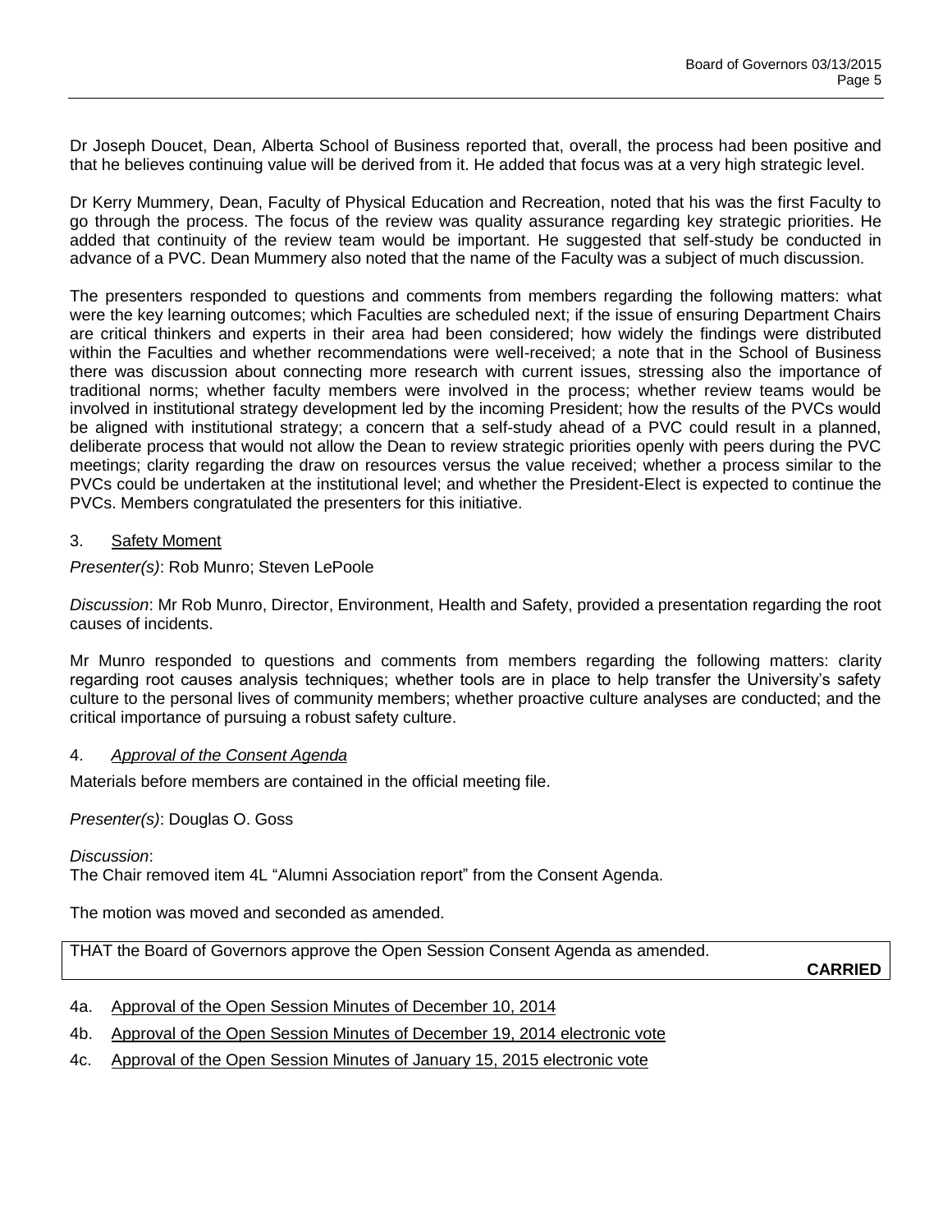Dr Joseph Doucet, Dean, Alberta School of Business reported that, overall, the process had been positive and that he believes continuing value will be derived from it. He added that focus was at a very high strategic level.

Dr Kerry Mummery, Dean, Faculty of Physical Education and Recreation, noted that his was the first Faculty to go through the process. The focus of the review was quality assurance regarding key strategic priorities. He added that continuity of the review team would be important. He suggested that self-study be conducted in advance of a PVC. Dean Mummery also noted that the name of the Faculty was a subject of much discussion.

The presenters responded to questions and comments from members regarding the following matters: what were the key learning outcomes; which Faculties are scheduled next; if the issue of ensuring Department Chairs are critical thinkers and experts in their area had been considered; how widely the findings were distributed within the Faculties and whether recommendations were well-received; a note that in the School of Business there was discussion about connecting more research with current issues, stressing also the importance of traditional norms; whether faculty members were involved in the process; whether review teams would be involved in institutional strategy development led by the incoming President; how the results of the PVCs would be aligned with institutional strategy; a concern that a self-study ahead of a PVC could result in a planned, deliberate process that would not allow the Dean to review strategic priorities openly with peers during the PVC meetings; clarity regarding the draw on resources versus the value received; whether a process similar to the PVCs could be undertaken at the institutional level; and whether the President-Elect is expected to continue the PVCs. Members congratulated the presenters for this initiative.

3. Safety Moment

*Presenter(s)*: Rob Munro; Steven LePoole

*Discussion*: Mr Rob Munro, Director, Environment, Health and Safety, provided a presentation regarding the root causes of incidents.

Mr Munro responded to questions and comments from members regarding the following matters: clarity regarding root causes analysis techniques; whether tools are in place to help transfer the University's safety culture to the personal lives of community members; whether proactive culture analyses are conducted; and the critical importance of pursuing a robust safety culture.

4. *Approval of the Consent Agenda*

Materials before members are contained in the official meeting file.

*Presenter(s)*: Douglas O. Goss

*Discussion*:
The Chair removed item 4L "Alumni Association report" from the Consent Agenda.

The motion was moved and seconded as amended.

THAT the Board of Governors approve the Open Session Consent Agenda as amended.

**CARRIED**

4a. Approval of the Open Session Minutes of December 10, 2014

4b. Approval of the Open Session Minutes of December 19, 2014 electronic vote

4c. Approval of the Open Session Minutes of January 15, 2015 electronic vote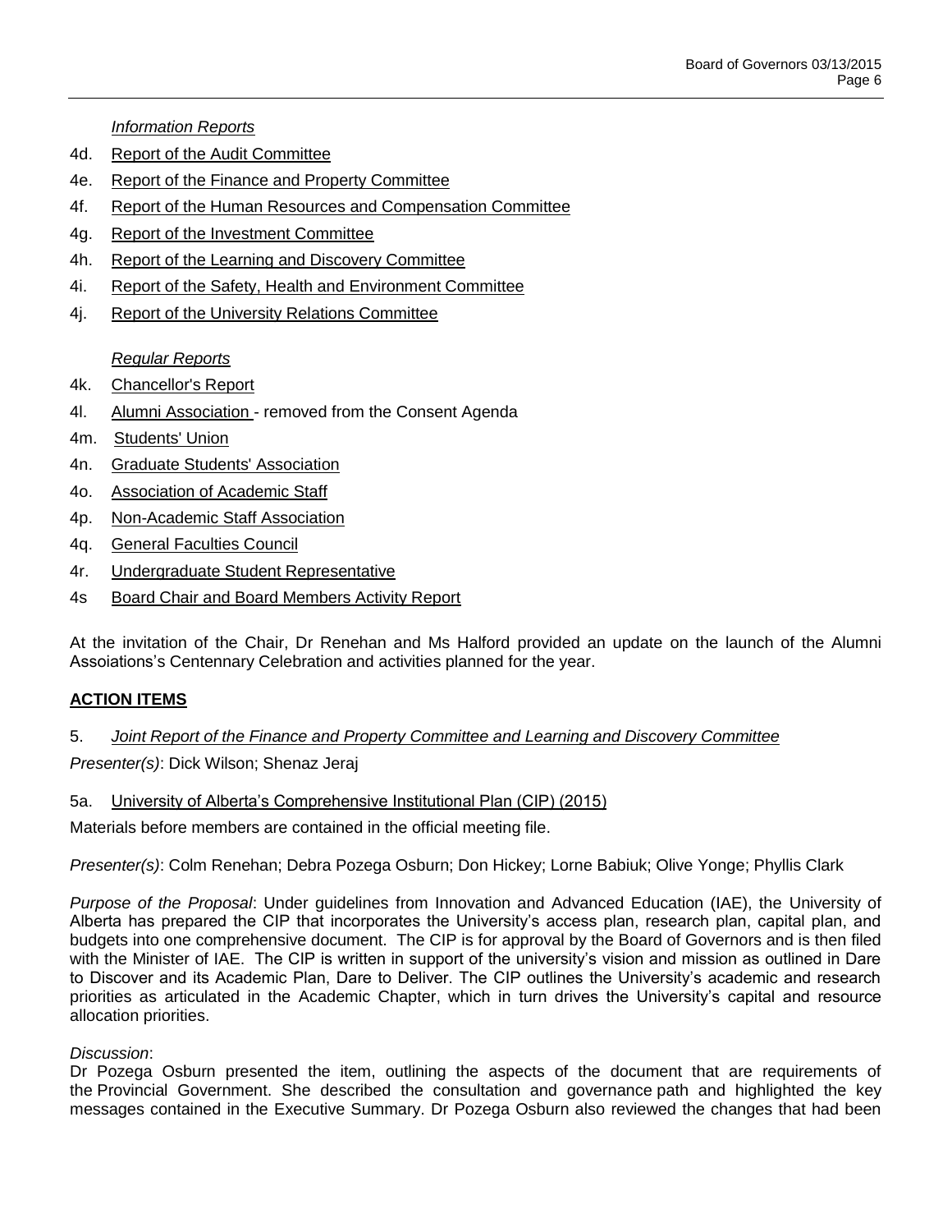*Information Reports*

4d. Report of the Audit Committee

4e. Report of the Finance and Property Committee

4f. Report of the Human Resources and Compensation Committee

4g. Report of the Investment Committee

4h. Report of the Learning and Discovery Committee

4i. Report of the Safety, Health and Environment Committee

4j. Report of the University Relations Committee

*Regular Reports*

4k. Chancellor's Report

4l. Alumni Association - removed from the Consent Agenda

4m. Students' Union

4n. Graduate Students' Association

4o. Association of Academic Staff

4p. Non-Academic Staff Association

4q. General Faculties Council

4r. Undergraduate Student Representative

4s Board Chair and Board Members Activity Report

At the invitation of the Chair, Dr Renehan and Ms Halford provided an update on the launch of the Alumni Assoiations's Centennary Celebration and activities planned for the year.

## ACTION ITEMS

5. *Joint Report of the Finance and Property Committee and Learning and Discovery Committee*

*Presenter(s)*: Dick Wilson; Shenaz Jeraj

5a. University of Alberta's Comprehensive Institutional Plan (CIP) (2015)

Materials before members are contained in the official meeting file.

*Presenter(s)*: Colm Renehan; Debra Pozega Osburn; Don Hickey; Lorne Babiuk; Olive Yonge; Phyllis Clark

*Purpose of the Proposal*: Under guidelines from Innovation and Advanced Education (IAE), the University of Alberta has prepared the CIP that incorporates the University's access plan, research plan, capital plan, and budgets into one comprehensive document. The CIP is for approval by the Board of Governors and is then filed with the Minister of IAE. The CIP is written in support of the university's vision and mission as outlined in Dare to Discover and its Academic Plan, Dare to Deliver. The CIP outlines the University's academic and research priorities as articulated in the Academic Chapter, which in turn drives the University's capital and resource allocation priorities.

*Discussion*:
Dr Pozega Osburn presented the item, outlining the aspects of the document that are requirements of the Provincial Government. She described the consultation and governance path and highlighted the key messages contained in the Executive Summary. Dr Pozega Osburn also reviewed the changes that had been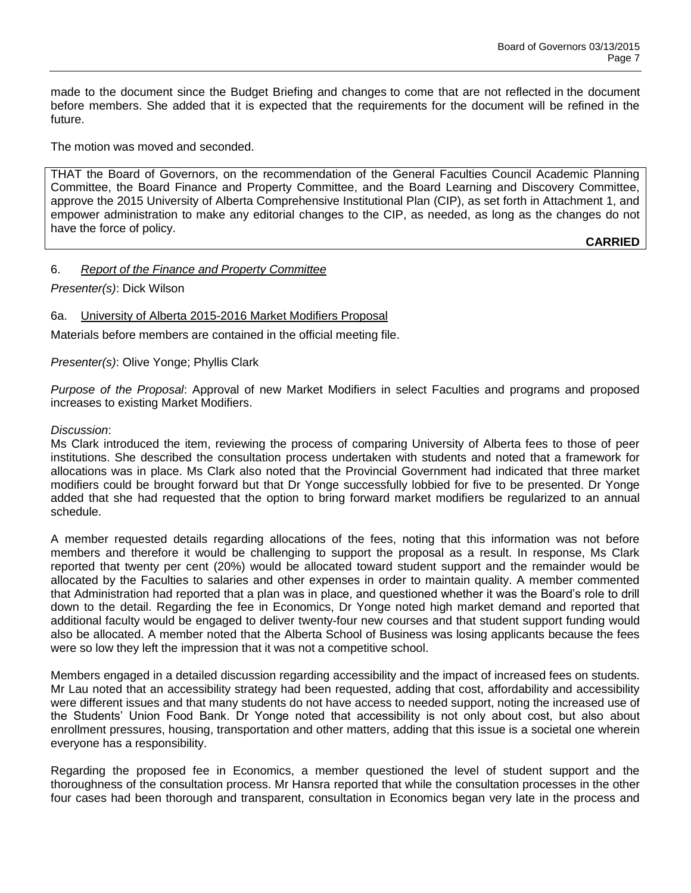made to the document since the Budget Briefing and changes to come that are not reflected in the document before members. She added that it is expected that the requirements for the document will be refined in the future.

The motion was moved and seconded.

> THAT the Board of Governors, on the recommendation of the General Faculties Council Academic Planning Committee, the Board Finance and Property Committee, and the Board Learning and Discovery Committee, approve the 2015 University of Alberta Comprehensive Institutional Plan (CIP), as set forth in Attachment 1, and empower administration to make any editorial changes to the CIP, as needed, as long as the changes do not have the force of policy.
>
> **CARRIED**

6. *Report of the Finance and Property Committee*

*Presenter(s)*: Dick Wilson

6a. University of Alberta 2015-2016 Market Modifiers Proposal

Materials before members are contained in the official meeting file.

*Presenter(s)*: Olive Yonge; Phyllis Clark

*Purpose of the Proposal*: Approval of new Market Modifiers in select Faculties and programs and proposed increases to existing Market Modifiers.

*Discussion*:

Ms Clark introduced the item, reviewing the process of comparing University of Alberta fees to those of peer institutions. She described the consultation process undertaken with students and noted that a framework for allocations was in place. Ms Clark also noted that the Provincial Government had indicated that three market modifiers could be brought forward but that Dr Yonge successfully lobbied for five to be presented. Dr Yonge added that she had requested that the option to bring forward market modifiers be regularized to an annual schedule.

A member requested details regarding allocations of the fees, noting that this information was not before members and therefore it would be challenging to support the proposal as a result. In response, Ms Clark reported that twenty per cent (20%) would be allocated toward student support and the remainder would be allocated by the Faculties to salaries and other expenses in order to maintain quality. A member commented that Administration had reported that a plan was in place, and questioned whether it was the Board's role to drill down to the detail. Regarding the fee in Economics, Dr Yonge noted high market demand and reported that additional faculty would be engaged to deliver twenty-four new courses and that student support funding would also be allocated. A member noted that the Alberta School of Business was losing applicants because the fees were so low they left the impression that it was not a competitive school.

Members engaged in a detailed discussion regarding accessibility and the impact of increased fees on students. Mr Lau noted that an accessibility strategy had been requested, adding that cost, affordability and accessibility were different issues and that many students do not have access to needed support, noting the increased use of the Students' Union Food Bank. Dr Yonge noted that accessibility is not only about cost, but also about enrollment pressures, housing, transportation and other matters, adding that this issue is a societal one wherein everyone has a responsibility.

Regarding the proposed fee in Economics, a member questioned the level of student support and the thoroughness of the consultation process. Mr Hansra reported that while the consultation processes in the other four cases had been thorough and transparent, consultation in Economics began very late in the process and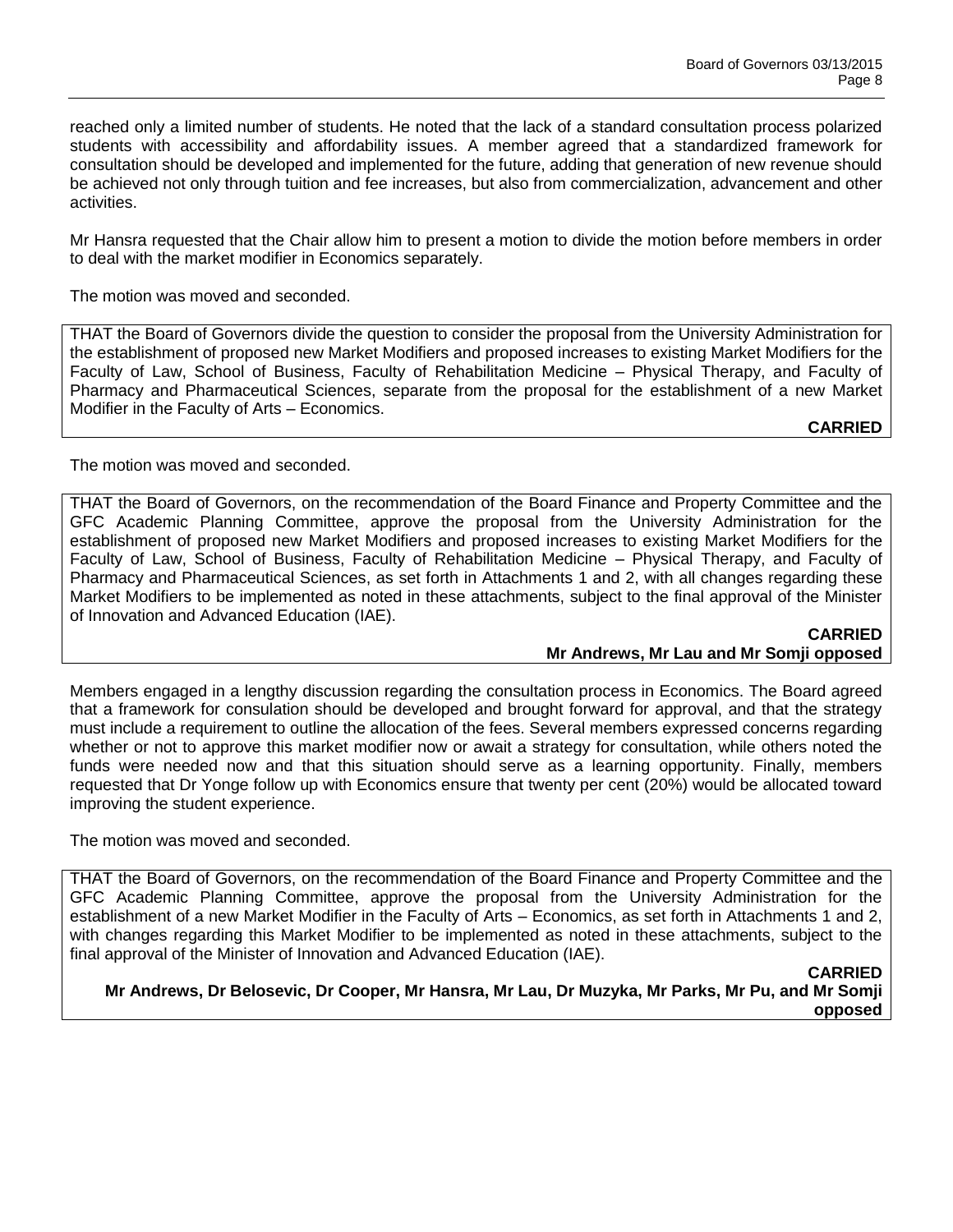reached only a limited number of students. He noted that the lack of a standard consultation process polarized students with accessibility and affordability issues. A member agreed that a standardized framework for consultation should be developed and implemented for the future, adding that generation of new revenue should be achieved not only through tuition and fee increases, but also from commercialization, advancement and other activities.

Mr Hansra requested that the Chair allow him to present a motion to divide the motion before members in order to deal with the market modifier in Economics separately.

The motion was moved and seconded.

THAT the Board of Governors divide the question to consider the proposal from the University Administration for the establishment of proposed new Market Modifiers and proposed increases to existing Market Modifiers for the Faculty of Law, School of Business, Faculty of Rehabilitation Medicine – Physical Therapy, and Faculty of Pharmacy and Pharmaceutical Sciences, separate from the proposal for the establishment of a new Market Modifier in the Faculty of Arts – Economics.

**CARRIED**

The motion was moved and seconded.

THAT the Board of Governors, on the recommendation of the Board Finance and Property Committee and the GFC Academic Planning Committee, approve the proposal from the University Administration for the establishment of proposed new Market Modifiers and proposed increases to existing Market Modifiers for the Faculty of Law, School of Business, Faculty of Rehabilitation Medicine – Physical Therapy, and Faculty of Pharmacy and Pharmaceutical Sciences, as set forth in Attachments 1 and 2, with all changes regarding these Market Modifiers to be implemented as noted in these attachments, subject to the final approval of the Minister of Innovation and Advanced Education (IAE).

**CARRIED**
**Mr Andrews, Mr Lau and Mr Somji opposed**

Members engaged in a lengthy discussion regarding the consultation process in Economics. The Board agreed that a framework for consulation should be developed and brought forward for approval, and that the strategy must include a requirement to outline the allocation of the fees. Several members expressed concerns regarding whether or not to approve this market modifier now or await a strategy for consultation, while others noted the funds were needed now and that this situation should serve as a learning opportunity. Finally, members requested that Dr Yonge follow up with Economics ensure that twenty per cent (20%) would be allocated toward improving the student experience.

The motion was moved and seconded.

THAT the Board of Governors, on the recommendation of the Board Finance and Property Committee and the GFC Academic Planning Committee, approve the proposal from the University Administration for the establishment of a new Market Modifier in the Faculty of Arts – Economics, as set forth in Attachments 1 and 2, with changes regarding this Market Modifier to be implemented as noted in these attachments, subject to the final approval of the Minister of Innovation and Advanced Education (IAE).

**CARRIED**
**Mr Andrews, Dr Belosevic, Dr Cooper, Mr Hansra, Mr Lau, Dr Muzyka, Mr Parks, Mr Pu, and Mr Somji opposed**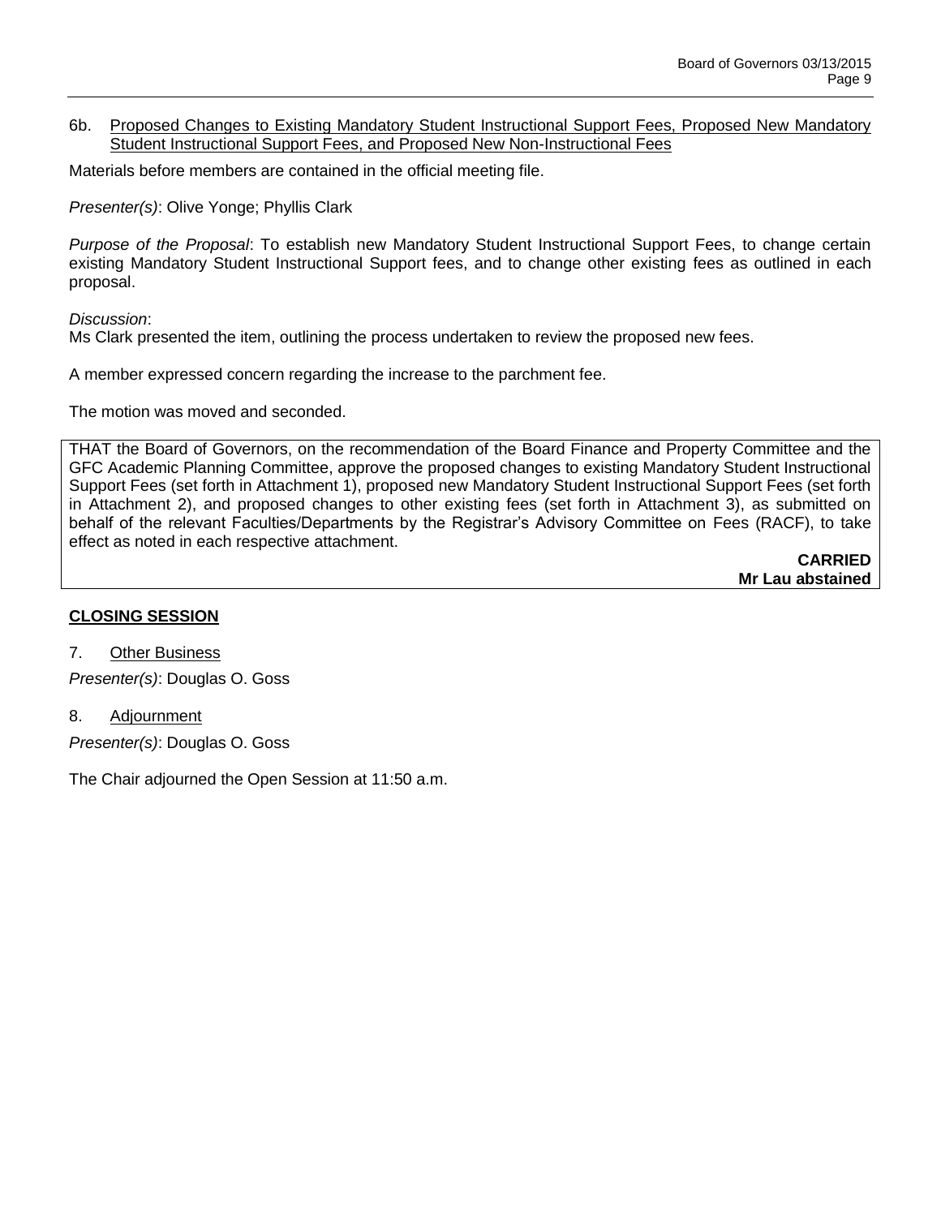6b. Proposed Changes to Existing Mandatory Student Instructional Support Fees, Proposed New Mandatory Student Instructional Support Fees, and Proposed New Non-Instructional Fees

Materials before members are contained in the official meeting file.

*Presenter(s)*: Olive Yonge; Phyllis Clark

*Purpose of the Proposal*: To establish new Mandatory Student Instructional Support Fees, to change certain existing Mandatory Student Instructional Support fees, and to change other existing fees as outlined in each proposal.

*Discussion*:
Ms Clark presented the item, outlining the process undertaken to review the proposed new fees.

A member expressed concern regarding the increase to the parchment fee.

The motion was moved and seconded.

THAT the Board of Governors, on the recommendation of the Board Finance and Property Committee and the GFC Academic Planning Committee, approve the proposed changes to existing Mandatory Student Instructional Support Fees (set forth in Attachment 1), proposed new Mandatory Student Instructional Support Fees (set forth in Attachment 2), and proposed changes to other existing fees (set forth in Attachment 3), as submitted on behalf of the relevant Faculties/Departments by the Registrar's Advisory Committee on Fees (RACF), to take effect as noted in each respective attachment.

**CARRIED**
**Mr Lau abstained**

## CLOSING SESSION

7. Other Business

*Presenter(s)*: Douglas O. Goss

8. Adjournment

*Presenter(s)*: Douglas O. Goss

The Chair adjourned the Open Session at 11:50 a.m.